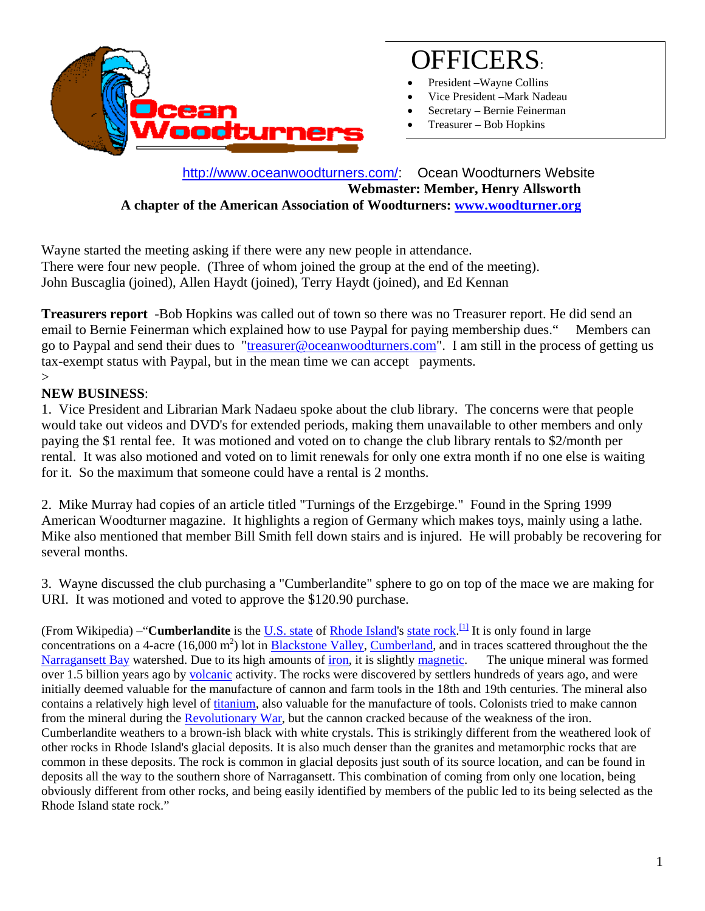# OFFICERS:

- President –Wayne Collins
- Vice President –Mark Nadeau
- Secretary – Bernie Feinerman
- Treasurer – Bob Hopkins

http://www.oceanwoodturners.com/: Ocean Woodturners Website

**Webmaster: Member, Henry Allsworth**

**A chapter of the American Association of Woodturners: www.woodturner.org**

Wayne started the meeting asking if there were any new people in attendance.
There were four new people. (Three of whom joined the group at the end of the meeting).
John Buscaglia (joined), Allen Haydt (joined), Terry Haydt (joined), and Ed Kennan

**Treasurers report** -Bob Hopkins was called out of town so there was no Treasurer report. He did send an email to Bernie Feinerman which explained how to use Paypal for paying membership dues." Members can go to Paypal and send their dues to "treasurer@oceanwoodturners.com". I am still in the process of getting us tax-exempt status with Paypal, but in the mean time we can accept payments.
>

**NEW BUSINESS**:

1. Vice President and Librarian Mark Nadaeu spoke about the club library. The concerns were that people would take out videos and DVD's for extended periods, making them unavailable to other members and only paying the $1 rental fee. It was motioned and voted on to change the club library rentals to $2/month per rental. It was also motioned and voted on to limit renewals for only one extra month if no one else is waiting for it. So the maximum that someone could have a rental is 2 months.

2. Mike Murray had copies of an article titled "Turnings of the Erzgebirge." Found in the Spring 1999 American Woodturner magazine. It highlights a region of Germany which makes toys, mainly using a lathe. Mike also mentioned that member Bill Smith fell down stairs and is injured. He will probably be recovering for several months.

3. Wayne discussed the club purchasing a "Cumberlandite" sphere to go on top of the mace we are making for URI. It was motioned and voted to approve the $120.90 purchase.

(From Wikipedia) –"**Cumberlandite** is the U.S. state of Rhode Island's state rock.[1] It is only found in large concentrations on a 4-acre (16,000 m$^2$) lot in Blackstone Valley, Cumberland, and in traces scattered throughout the the Narragansett Bay watershed. Due to its high amounts of iron, it is slightly magnetic. The unique mineral was formed over 1.5 billion years ago by volcanic activity. The rocks were discovered by settlers hundreds of years ago, and were initially deemed valuable for the manufacture of cannon and farm tools in the 18th and 19th centuries. The mineral also contains a relatively high level of titanium, also valuable for the manufacture of tools. Colonists tried to make cannon from the mineral during the Revolutionary War, but the cannon cracked because of the weakness of the iron. Cumberlandite weathers to a brown-ish black with white crystals. This is strikingly different from the weathered look of other rocks in Rhode Island's glacial deposits. It is also much denser than the granites and metamorphic rocks that are common in these deposits. The rock is common in glacial deposits just south of its source location, and can be found in deposits all the way to the southern shore of Narragansett. This combination of coming from only one location, being obviously different from other rocks, and being easily identified by members of the public led to its being selected as the Rhode Island state rock."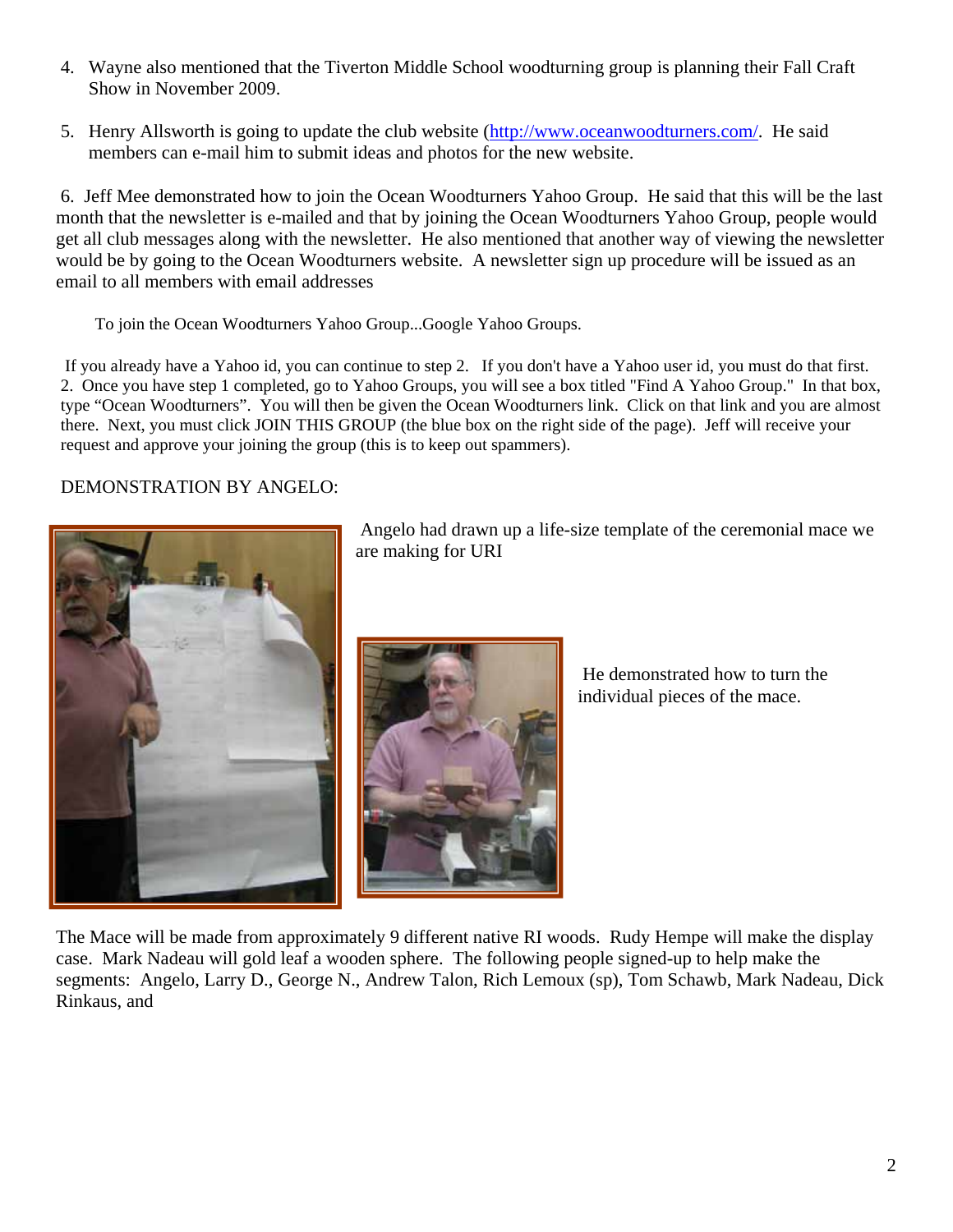4. Wayne also mentioned that the Tiverton Middle School woodturning group is planning their Fall Craft Show in November 2009.

5. Henry Allsworth is going to update the club website (http://www.oceanwoodturners.com/. He said members can e-mail him to submit ideas and photos for the new website.

6. Jeff Mee demonstrated how to join the Ocean Woodturners Yahoo Group. He said that this will be the last month that the newsletter is e-mailed and that by joining the Ocean Woodturners Yahoo Group, people would get all club messages along with the newsletter. He also mentioned that another way of viewing the newsletter would be by going to the Ocean Woodturners website. A newsletter sign up procedure will be issued as an email to all members with email addresses

To join the Ocean Woodturners Yahoo Group...Google Yahoo Groups.

If you already have a Yahoo id, you can continue to step 2. If you don't have a Yahoo user id, you must do that first.
2. Once you have step 1 completed, go to Yahoo Groups, you will see a box titled "Find A Yahoo Group." In that box, type "Ocean Woodturners". You will then be given the Ocean Woodturners link. Click on that link and you are almost there. Next, you must click JOIN THIS GROUP (the blue box on the right side of the page). Jeff will receive your request and approve your joining the group (this is to keep out spammers).

DEMONSTRATION BY ANGELO:

Angelo had drawn up a life-size template of the ceremonial mace we are making for URI

He demonstrated how to turn the individual pieces of the mace.

The Mace will be made from approximately 9 different native RI woods. Rudy Hempe will make the display case. Mark Nadeau will gold leaf a wooden sphere. The following people signed-up to help make the segments: Angelo, Larry D., George N., Andrew Talon, Rich Lemoux (sp), Tom Schawb, Mark Nadeau, Dick Rinkaus, and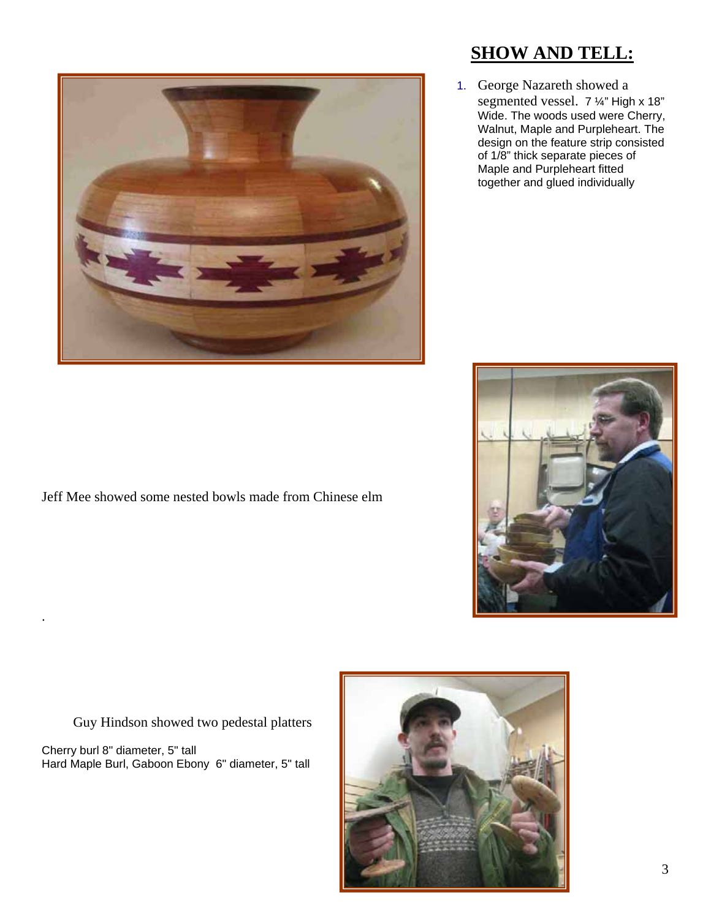## SHOW AND TELL:

1. George Nazareth showed a segmented vessel. 7 ¼" High x 18" Wide. The woods used were Cherry, Walnut, Maple and Purpleheart. The design on the feature strip consisted of 1/8" thick separate pieces of Maple and Purpleheart fitted together and glued individually

Jeff Mee showed some nested bowls made from Chinese elm

Guy Hindson showed two pedestal platters

Cherry burl 8" diameter, 5" tall
Hard Maple Burl, Gaboon Ebony 6" diameter, 5" tall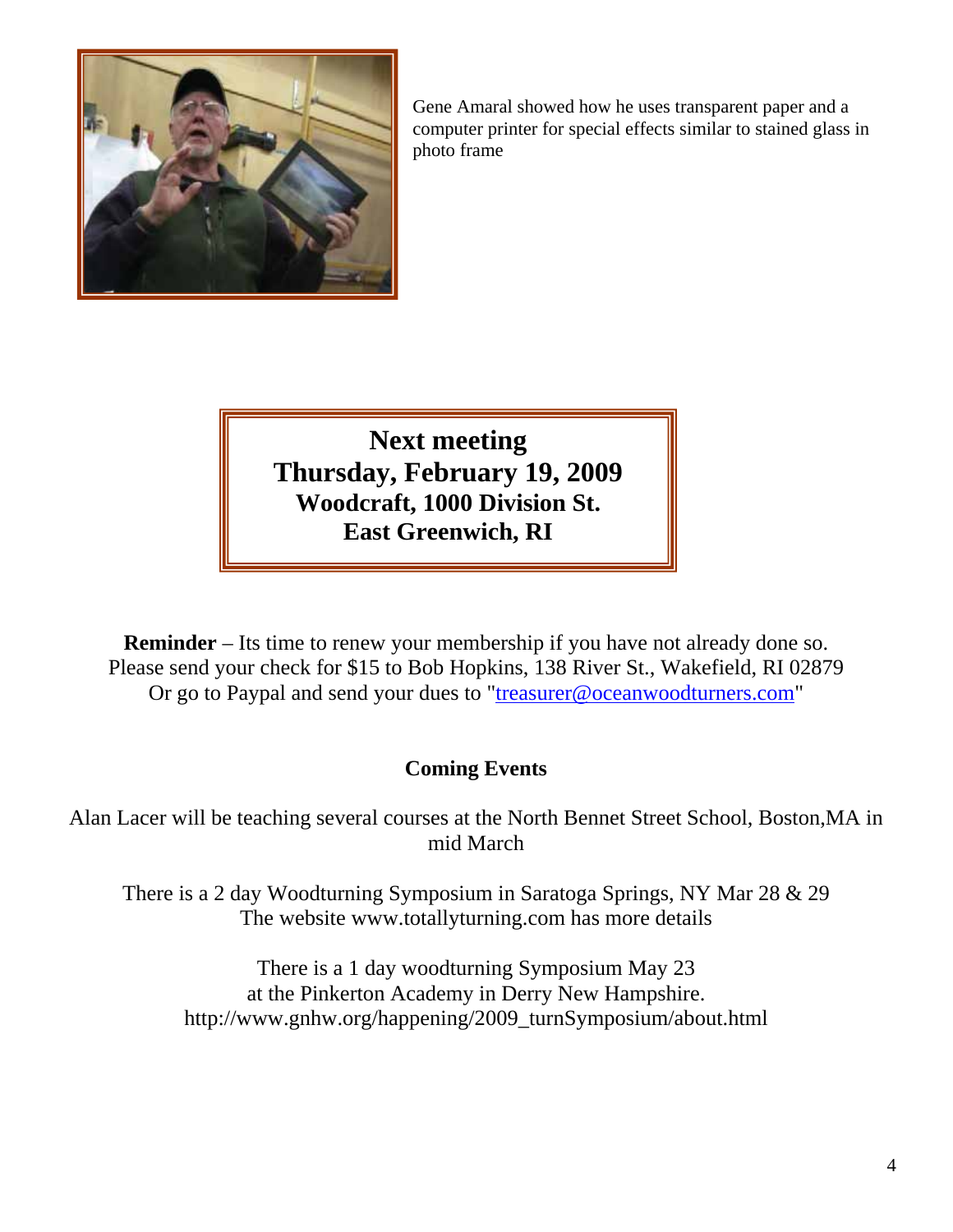Gene Amaral showed how he uses transparent paper and a computer printer for special effects similar to stained glass in photo frame

**Next meeting**
**Thursday, February 19, 2009**
**Woodcraft, 1000 Division St.**
**East Greenwich, RI**

**Reminder** – Its time to renew your membership if you have not already done so.
Please send your check for $15 to Bob Hopkins, 138 River St., Wakefield, RI 02879
Or go to Paypal and send your dues to "treasurer@oceanwoodturners.com"

## Coming Events

Alan Lacer will be teaching several courses at the North Bennet Street School, Boston,MA in mid March

There is a 2 day Woodturning Symposium in Saratoga Springs, NY Mar 28 & 29
The website www.totallyturning.com has more details

There is a 1 day woodturning Symposium May 23
at the Pinkerton Academy in Derry New Hampshire.
http://www.gnhw.org/happening/2009_turnSymposium/about.html